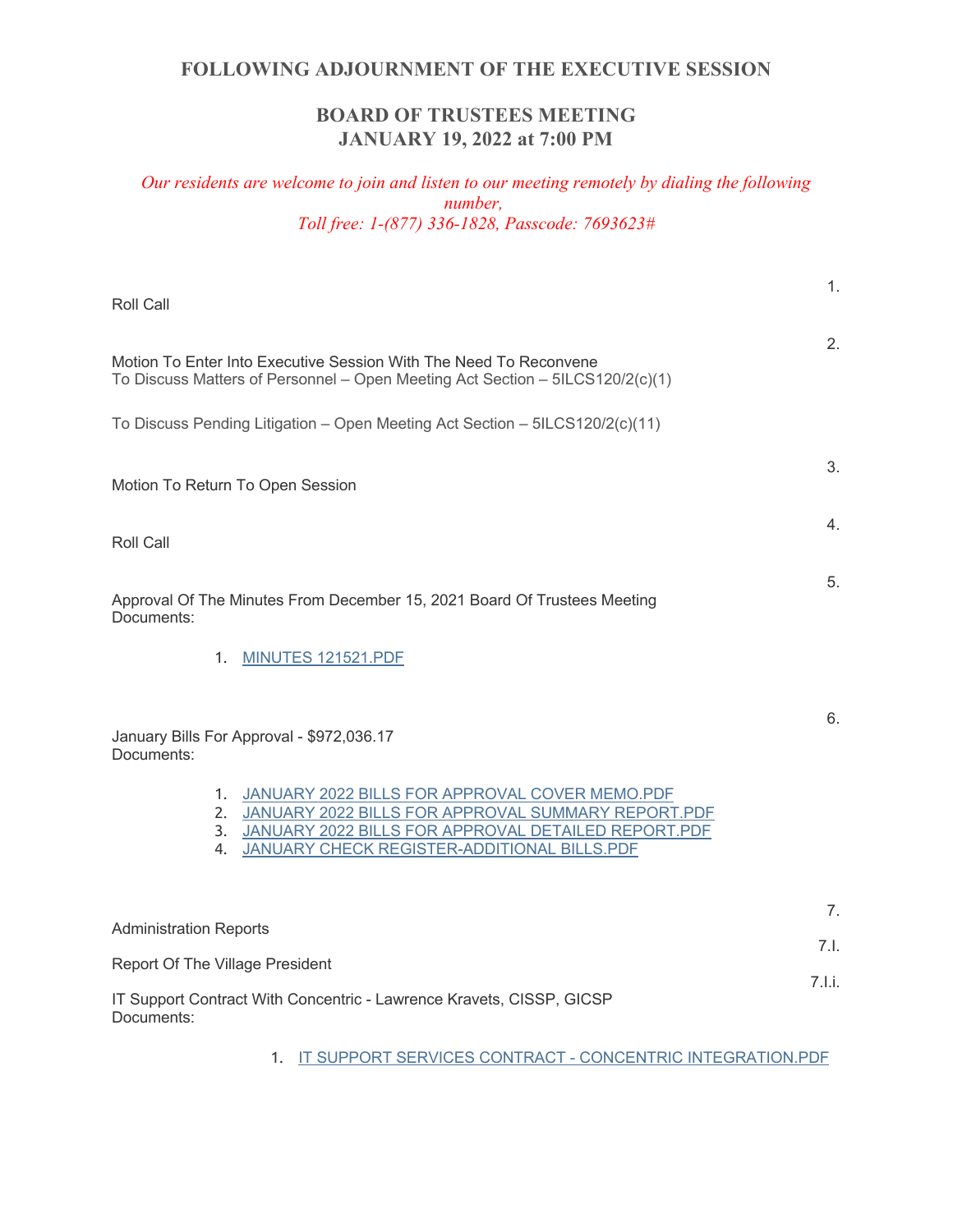## FOLLOWING ADJOURNMENT OF THE EXECUTIVE SESSION

## BOARD OF TRUSTEES MEETING
## JANUARY 19, 2022 at 7:00 PM

*Our residents are welcome to join and listen to our meeting remotely by dialing the following number,*
*Toll free: 1-(877) 336-1828, Passcode: 7693623#*

1.

Roll Call

2.

Motion To Enter Into Executive Session With The Need To Reconvene
To Discuss Matters of Personnel – Open Meeting Act Section – 5ILCS120/2(c)(1)

To Discuss Pending Litigation – Open Meeting Act Section – 5ILCS120/2(c)(11)

3.

Motion To Return To Open Session

4.

Roll Call

5.

Approval Of The Minutes From December 15, 2021 Board Of Trustees Meeting
Documents:

1. MINUTES 121521.PDF

6.

January Bills For Approval - $972,036.17
Documents:

1. JANUARY 2022 BILLS FOR APPROVAL COVER MEMO.PDF
2. JANUARY 2022 BILLS FOR APPROVAL SUMMARY REPORT.PDF
3. JANUARY 2022 BILLS FOR APPROVAL DETAILED REPORT.PDF
4. JANUARY CHECK REGISTER-ADDITIONAL BILLS.PDF

7.

Administration Reports

7.I.

Report Of The Village President

7.I.i.

IT Support Contract With Concentric - Lawrence Kravets, CISSP, GICSP
Documents:

1. IT SUPPORT SERVICES CONTRACT - CONCENTRIC INTEGRATION.PDF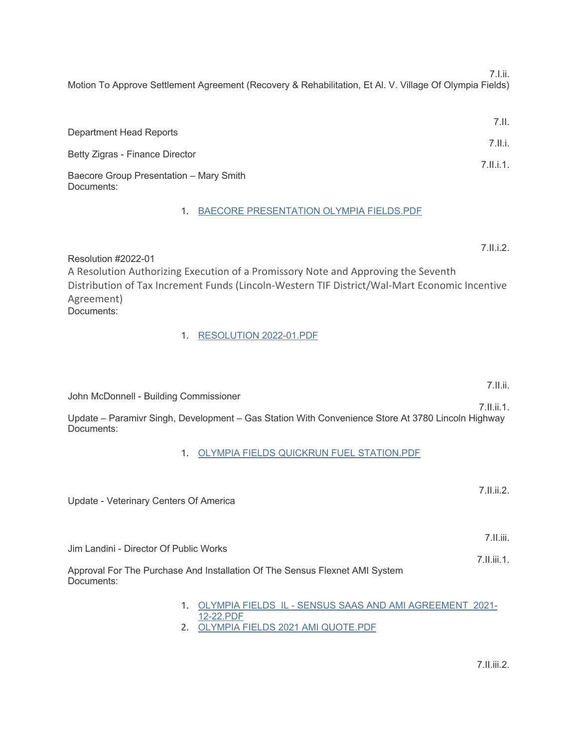7.I.ii.

Motion To Approve Settlement Agreement (Recovery & Rehabilitation, Et Al. V. Village Of Olympia Fields)

7.II.

Department Head Reports

7.II.i.

Betty Zigras - Finance Director

7.II.i.1.

Baecore Group Presentation – Mary Smith

Documents:

1. BAECORE PRESENTATION OLYMPIA FIELDS.PDF

7.II.i.2.

Resolution #2022-01

A Resolution Authorizing Execution of a Promissory Note and Approving the Seventh Distribution of Tax Increment Funds (Lincoln-Western TIF District/Wal-Mart Economic Incentive Agreement)

Documents:

1. RESOLUTION 2022-01.PDF

7.II.ii.

John McDonnell - Building Commissioner

7.II.ii.1.

Update – Paramivr Singh, Development – Gas Station With Convenience Store At 3780 Lincoln Highway

Documents:

1. OLYMPIA FIELDS QUICKRUN FUEL STATION.PDF

7.II.ii.2.

Update - Veterinary Centers Of America

7.II.iii.

Jim Landini - Director Of Public Works

7.II.iii.1.

Approval For The Purchase And Installation Of The Sensus Flexnet AMI System

Documents:

1. OLYMPIA FIELDS IL - SENSUS SAAS AND AMI AGREEMENT 2021-12-22.PDF
2. OLYMPIA FIELDS 2021 AMI QUOTE.PDF

7.II.iii.2.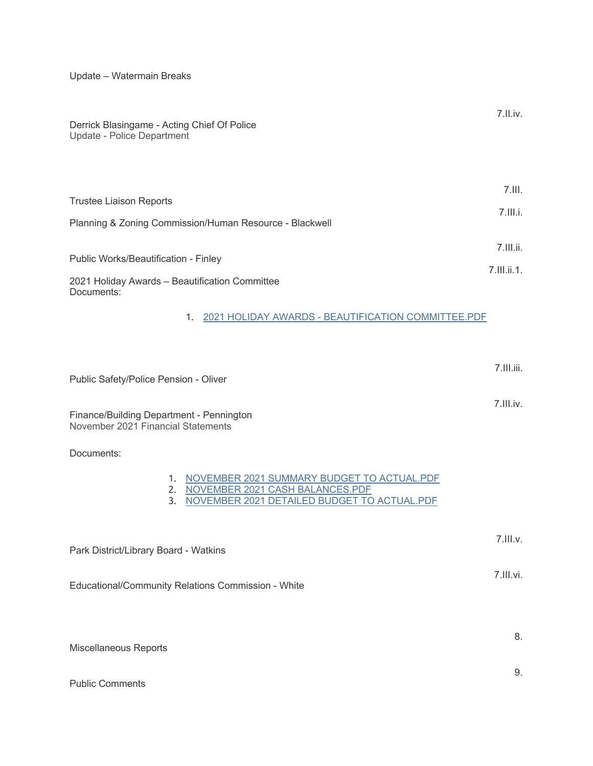Update – Watermain Breaks

7.II.iv.

Derrick Blasingame - Acting Chief Of Police
Update - Police Department

7.III.

Trustee Liaison Reports

7.III.i.

Planning & Zoning Commission/Human Resource - Blackwell

7.III.ii.

Public Works/Beautification - Finley

7.III.ii.1.

2021 Holiday Awards – Beautification Committee
Documents:

1. 2021 HOLIDAY AWARDS - BEAUTIFICATION COMMITTEE.PDF

7.III.iii.

Public Safety/Police Pension - Oliver

7.III.iv.

Finance/Building Department - Pennington
November 2021 Financial Statements

Documents:

1. NOVEMBER 2021 SUMMARY BUDGET TO ACTUAL.PDF
2. NOVEMBER 2021 CASH BALANCES.PDF
3. NOVEMBER 2021 DETAILED BUDGET TO ACTUAL.PDF

7.III.v.

Park District/Library Board - Watkins

7.III.vi.

Educational/Community Relations Commission - White

8.

Miscellaneous Reports

9.

Public Comments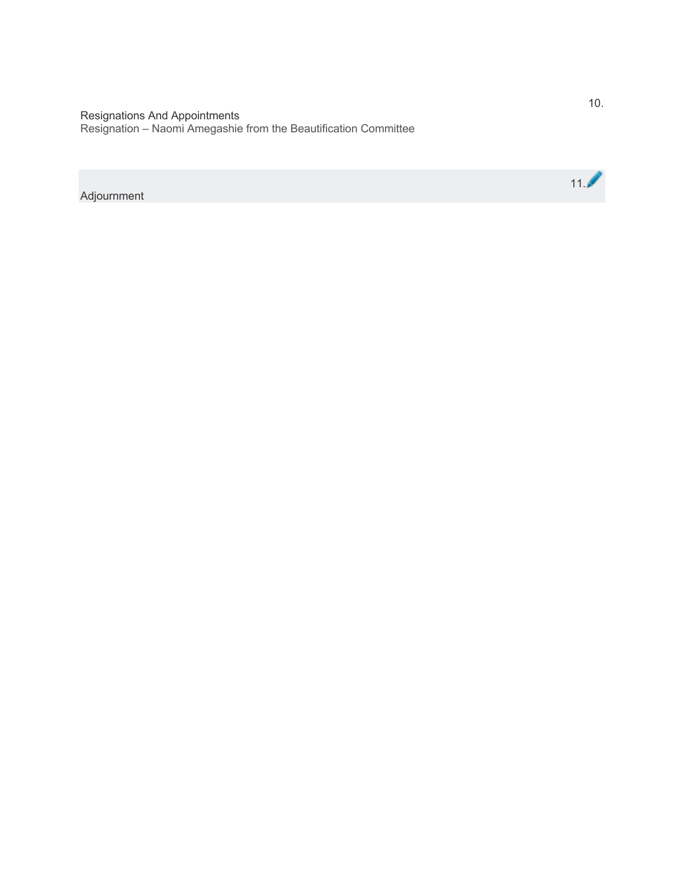10.

Resignations And Appointments

Resignation – Naomi Amegashie from the Beautification Committee

11.

Adjournment